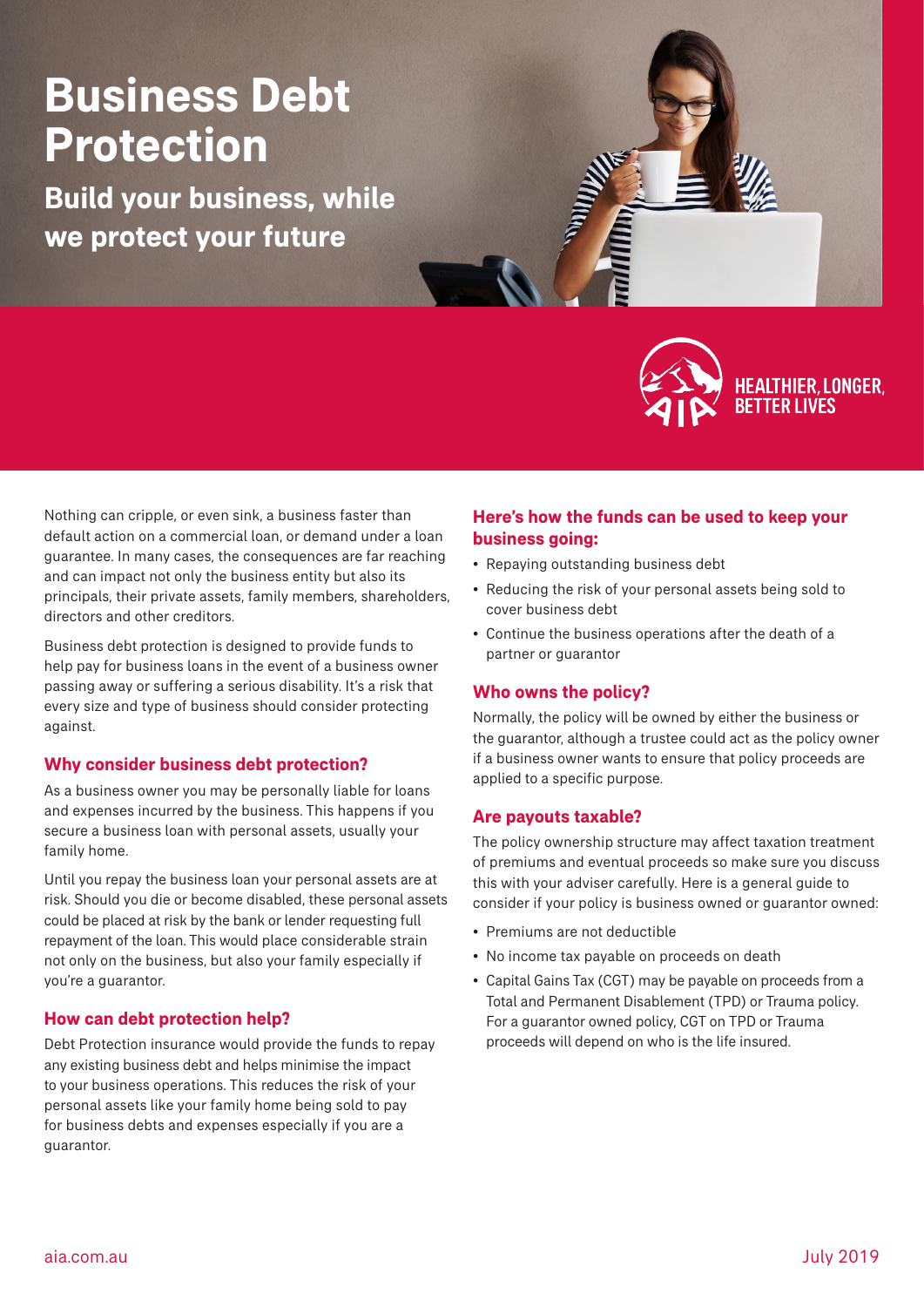# Business Debt Protection

## Build your business, while we protect your future

HEALTHIER, LONGER, BETTER LIVES

Nothing can cripple, or even sink, a business faster than default action on a commercial loan, or demand under a loan guarantee. In many cases, the consequences are far reaching and can impact not only the business entity but also its principals, their private assets, family members, shareholders, directors and other creditors.

Business debt protection is designed to provide funds to help pay for business loans in the event of a business owner passing away or suffering a serious disability. It's a risk that every size and type of business should consider protecting against.

### Why consider business debt protection?

As a business owner you may be personally liable for loans and expenses incurred by the business. This happens if you secure a business loan with personal assets, usually your family home.

Until you repay the business loan your personal assets are at risk. Should you die or become disabled, these personal assets could be placed at risk by the bank or lender requesting full repayment of the loan. This would place considerable strain not only on the business, but also your family especially if you're a guarantor.

### How can debt protection help?

Debt Protection insurance would provide the funds to repay any existing business debt and helps minimise the impact to your business operations. This reduces the risk of your personal assets like your family home being sold to pay for business debts and expenses especially if you are a guarantor.

### Here's how the funds can be used to keep your business going:

- Repaying outstanding business debt
- Reducing the risk of your personal assets being sold to cover business debt
- Continue the business operations after the death of a partner or guarantor

### Who owns the policy?

Normally, the policy will be owned by either the business or the guarantor, although a trustee could act as the policy owner if a business owner wants to ensure that policy proceeds are applied to a specific purpose.

### Are payouts taxable?

The policy ownership structure may affect taxation treatment of premiums and eventual proceeds so make sure you discuss this with your adviser carefully. Here is a general guide to consider if your policy is business owned or guarantor owned:

- Premiums are not deductible
- No income tax payable on proceeds on death
- Capital Gains Tax (CGT) may be payable on proceeds from a Total and Permanent Disablement (TPD) or Trauma policy. For a guarantor owned policy, CGT on TPD or Trauma proceeds will depend on who is the life insured.

aia.com.au

July 2019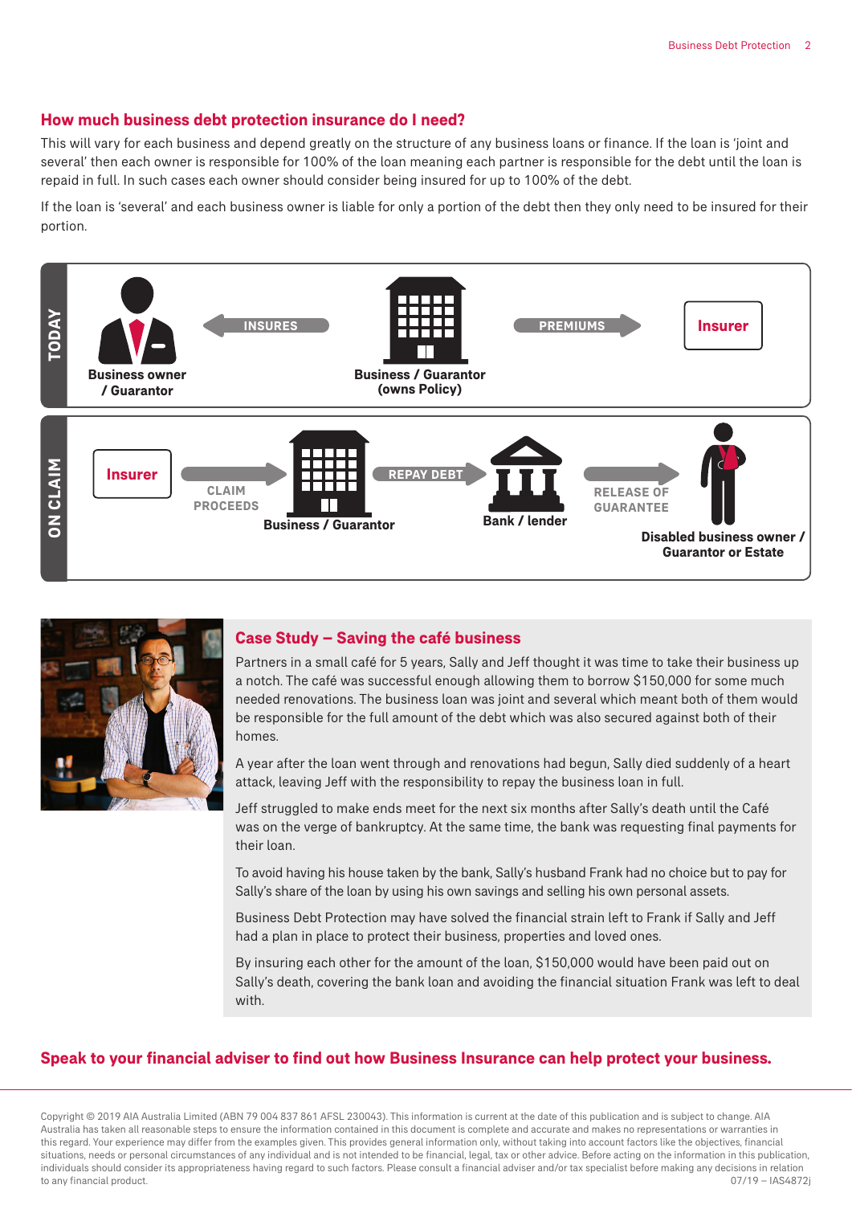## How much business debt protection insurance do I need?

This will vary for each business and depend greatly on the structure of any business loans or finance. If the loan is 'joint and several' then each owner is responsible for 100% of the loan meaning each partner is responsible for the debt until the loan is repaid in full. In such cases each owner should consider being insured for up to 100% of the debt.

If the loan is 'several' and each business owner is liable for only a portion of the debt then they only need to be insured for their portion.

TODAY

Business owner / Guarantor

INSURES

Business / Guarantor (owns Policy)

PREMIUMS

Insurer

ON CLAIM

Insurer

CLAIM PROCEEDS

Business / Guarantor

REPAY DEBT

Bank / lender

RELEASE OF GUARANTEE

Disabled business owner / Guarantor or Estate

## Case Study – Saving the café business

Partners in a small café for 5 years, Sally and Jeff thought it was time to take their business up a notch. The café was successful enough allowing them to borrow $150,000 for some much needed renovations. The business loan was joint and several which meant both of them would be responsible for the full amount of the debt which was also secured against both of their homes.

A year after the loan went through and renovations had begun, Sally died suddenly of a heart attack, leaving Jeff with the responsibility to repay the business loan in full.

Jeff struggled to make ends meet for the next six months after Sally's death until the Café was on the verge of bankruptcy. At the same time, the bank was requesting final payments for their loan.

To avoid having his house taken by the bank, Sally's husband Frank had no choice but to pay for Sally's share of the loan by using his own savings and selling his own personal assets.

Business Debt Protection may have solved the financial strain left to Frank if Sally and Jeff had a plan in place to protect their business, properties and loved ones.

By insuring each other for the amount of the loan, $150,000 would have been paid out on Sally's death, covering the bank loan and avoiding the financial situation Frank was left to deal with.

**Speak to your financial adviser to find out how Business Insurance can help protect your business.**

Copyright © 2019 AIA Australia Limited (ABN 79 004 837 861 AFSL 230043). This information is current at the date of this publication and is subject to change. AIA Australia has taken all reasonable steps to ensure the information contained in this document is complete and accurate and makes no representations or warranties in this regard. Your experience may differ from the examples given. This provides general information only, without taking into account factors like the objectives, financial situations, needs or personal circumstances of any individual and is not intended to be financial, legal, tax or other advice. Before acting on the information in this publication, individuals should consider its appropriateness having regard to such factors. Please consult a financial adviser and/or tax specialist before making any decisions in relation to any financial product.

07/19 – IAS4872j